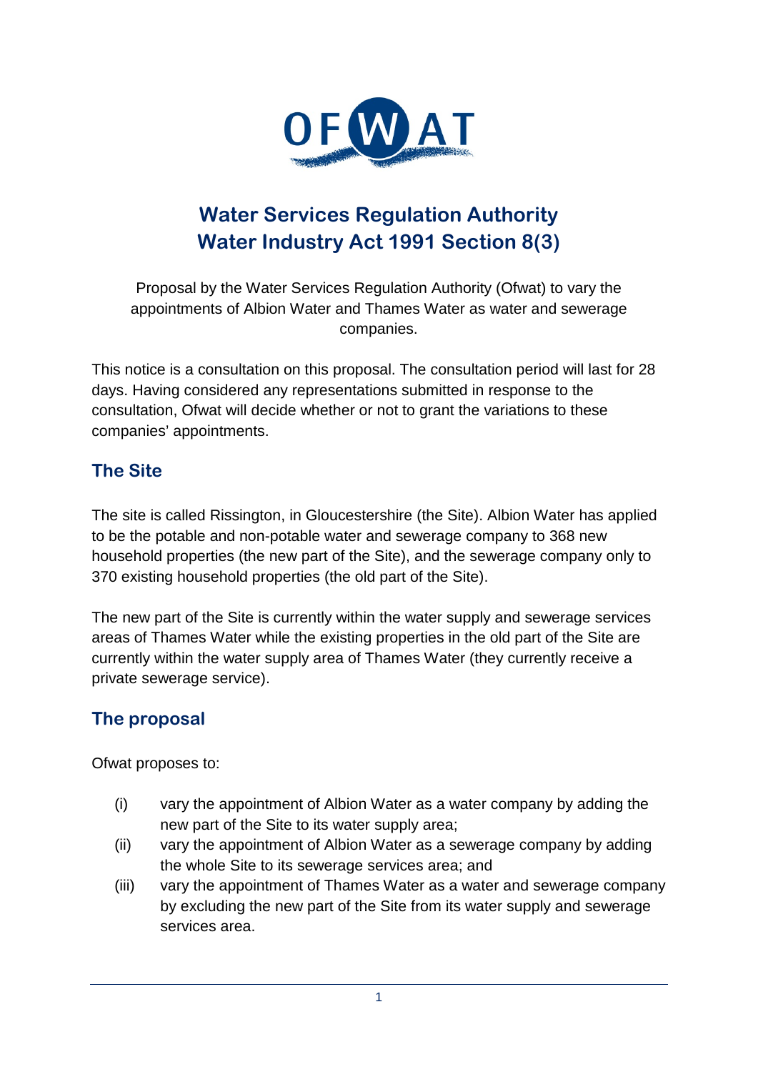# Water Services Regulation Authority
# Water Industry Act 1991 Section 8(3)

Proposal by the Water Services Regulation Authority (Ofwat) to vary the appointments of Albion Water and Thames Water as water and sewerage companies.

This notice is a consultation on this proposal. The consultation period will last for 28 days. Having considered any representations submitted in response to the consultation, Ofwat will decide whether or not to grant the variations to these companies' appointments.

## The Site

The site is called Rissington, in Gloucestershire (the Site). Albion Water has applied to be the potable and non-potable water and sewerage company to 368 new household properties (the new part of the Site), and the sewerage company only to 370 existing household properties (the old part of the Site).

The new part of the Site is currently within the water supply and sewerage services areas of Thames Water while the existing properties in the old part of the Site are currently within the water supply area of Thames Water (they currently receive a private sewerage service).

## The proposal

Ofwat proposes to:

(i) vary the appointment of Albion Water as a water company by adding the new part of the Site to its water supply area;

(ii) vary the appointment of Albion Water as a sewerage company by adding the whole Site to its sewerage services area; and

(iii) vary the appointment of Thames Water as a water and sewerage company by excluding the new part of the Site from its water supply and sewerage services area.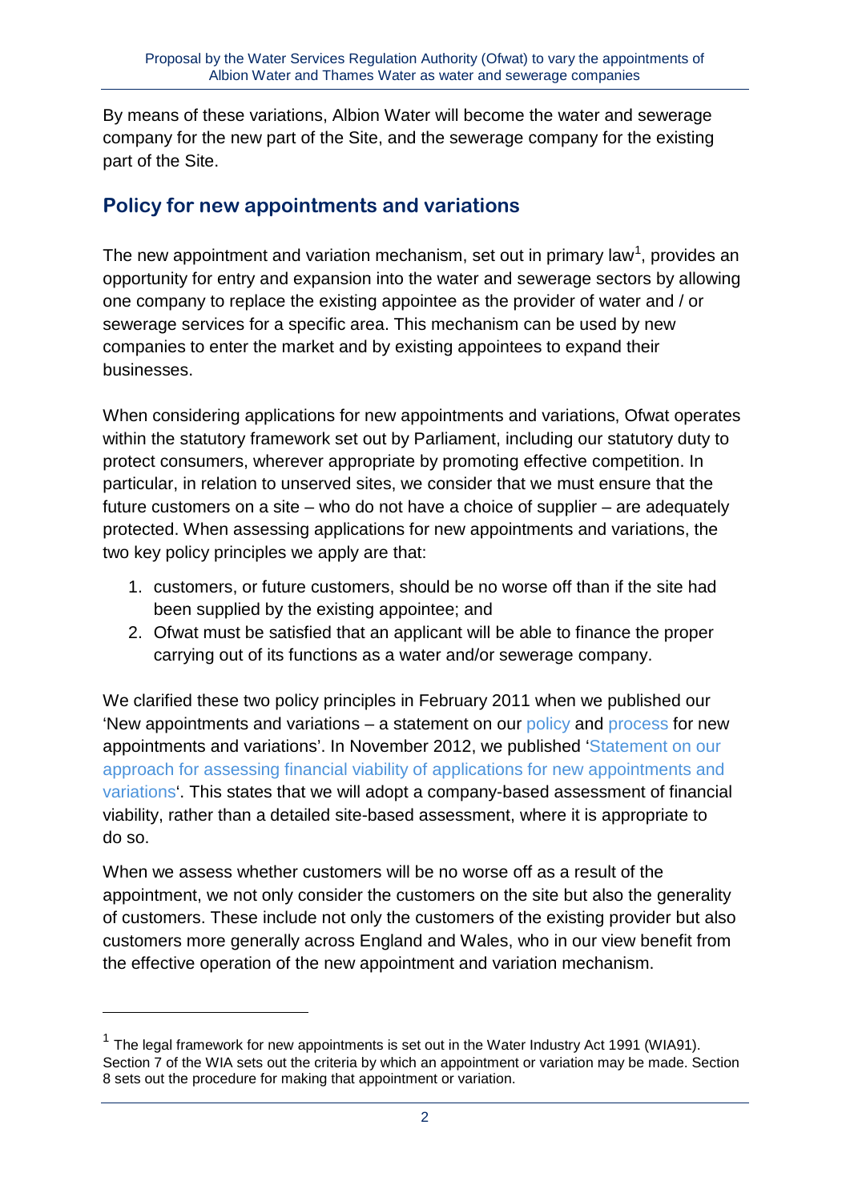By means of these variations, Albion Water will become the water and sewerage company for the new part of the Site, and the sewerage company for the existing part of the Site.

## Policy for new appointments and variations

The new appointment and variation mechanism, set out in primary law[1], provides an opportunity for entry and expansion into the water and sewerage sectors by allowing one company to replace the existing appointee as the provider of water and / or sewerage services for a specific area. This mechanism can be used by new companies to enter the market and by existing appointees to expand their businesses.

When considering applications for new appointments and variations, Ofwat operates within the statutory framework set out by Parliament, including our statutory duty to protect consumers, wherever appropriate by promoting effective competition. In particular, in relation to unserved sites, we consider that we must ensure that the future customers on a site – who do not have a choice of supplier – are adequately protected. When assessing applications for new appointments and variations, the two key policy principles we apply are that:

1. customers, or future customers, should be no worse off than if the site had been supplied by the existing appointee; and
2. Ofwat must be satisfied that an applicant will be able to finance the proper carrying out of its functions as a water and/or sewerage company.

We clarified these two policy principles in February 2011 when we published our 'New appointments and variations – a statement on our policy and process for new appointments and variations'. In November 2012, we published 'Statement on our approach for assessing financial viability of applications for new appointments and variations'. This states that we will adopt a company-based assessment of financial viability, rather than a detailed site-based assessment, where it is appropriate to do so.

When we assess whether customers will be no worse off as a result of the appointment, we not only consider the customers on the site but also the generality of customers. These include not only the customers of the existing provider but also customers more generally across England and Wales, who in our view benefit from the effective operation of the new appointment and variation mechanism.

---

[1] The legal framework for new appointments is set out in the Water Industry Act 1991 (WIA91). Section 7 of the WIA sets out the criteria by which an appointment or variation may be made. Section 8 sets out the procedure for making that appointment or variation.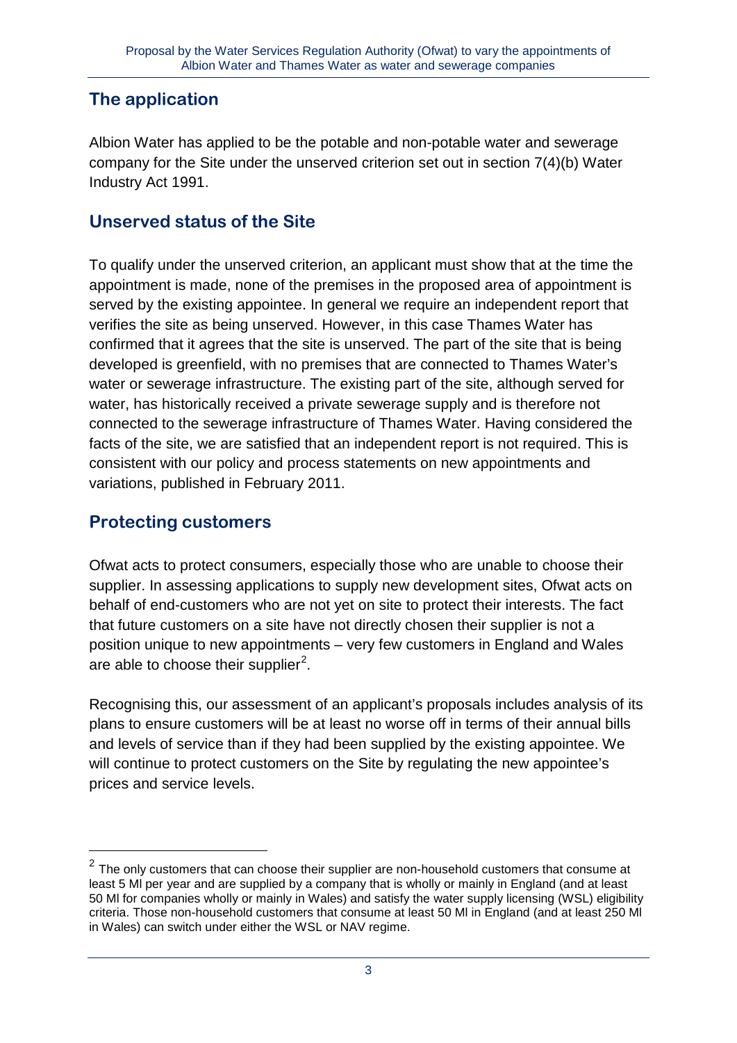## The application

Albion Water has applied to be the potable and non-potable water and sewerage company for the Site under the unserved criterion set out in section 7(4)(b) Water Industry Act 1991.

## Unserved status of the Site

To qualify under the unserved criterion, an applicant must show that at the time the appointment is made, none of the premises in the proposed area of appointment is served by the existing appointee. In general we require an independent report that verifies the site as being unserved. However, in this case Thames Water has confirmed that it agrees that the site is unserved. The part of the site that is being developed is greenfield, with no premises that are connected to Thames Water's water or sewerage infrastructure. The existing part of the site, although served for water, has historically received a private sewerage supply and is therefore not connected to the sewerage infrastructure of Thames Water. Having considered the facts of the site, we are satisfied that an independent report is not required. This is consistent with our policy and process statements on new appointments and variations, published in February 2011.

## Protecting customers

Ofwat acts to protect consumers, especially those who are unable to choose their supplier. In assessing applications to supply new development sites, Ofwat acts on behalf of end-customers who are not yet on site to protect their interests. The fact that future customers on a site have not directly chosen their supplier is not a position unique to new appointments – very few customers in England and Wales are able to choose their supplier[2].

Recognising this, our assessment of an applicant's proposals includes analysis of its plans to ensure customers will be at least no worse off in terms of their annual bills and levels of service than if they had been supplied by the existing appointee. We will continue to protect customers on the Site by regulating the new appointee's prices and service levels.

[2] The only customers that can choose their supplier are non-household customers that consume at least 5 Ml per year and are supplied by a company that is wholly or mainly in England (and at least 50 Ml for companies wholly or mainly in Wales) and satisfy the water supply licensing (WSL) eligibility criteria. Those non-household customers that consume at least 50 Ml in England (and at least 250 Ml in Wales) can switch under either the WSL or NAV regime.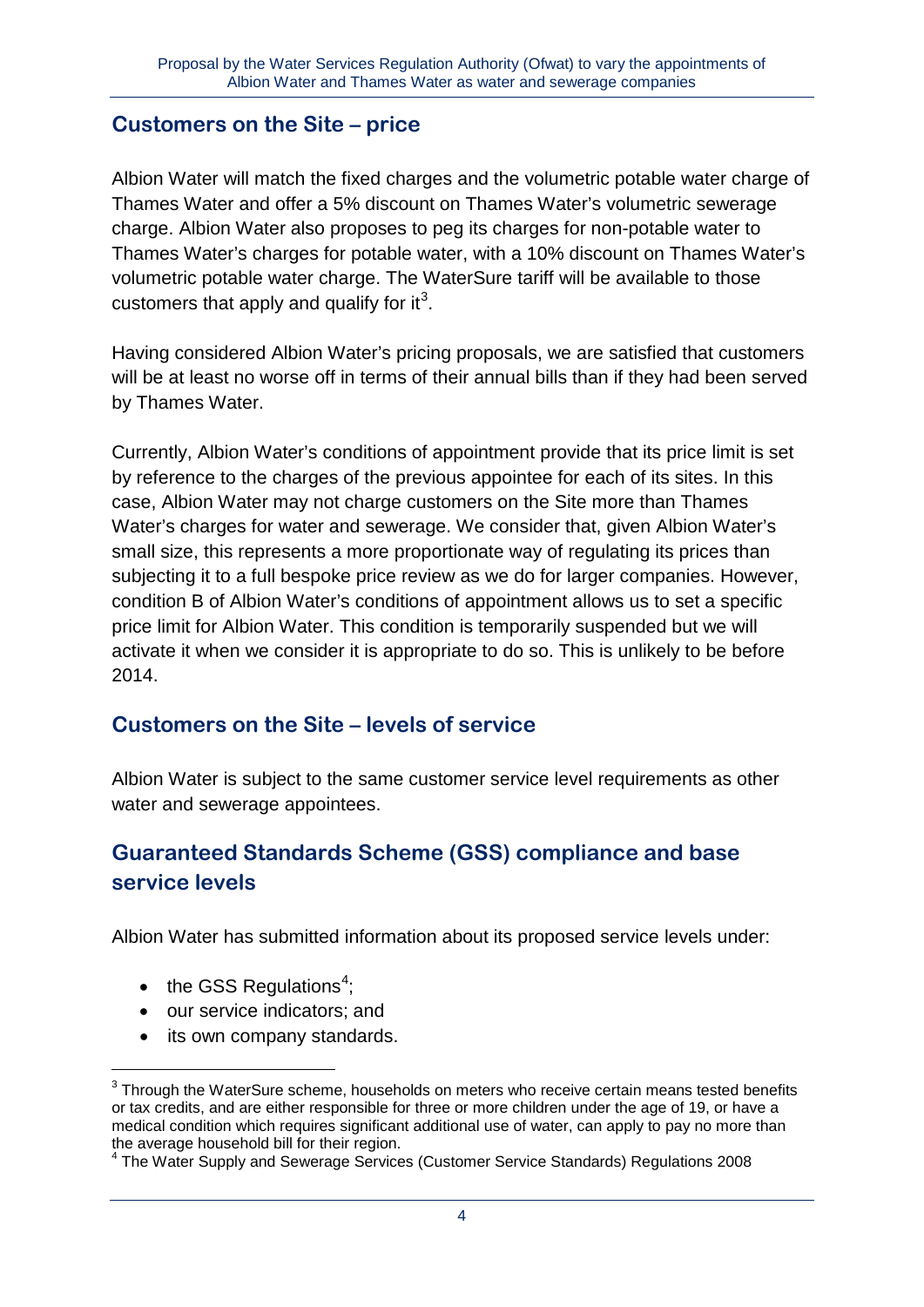## Customers on the Site – price

Albion Water will match the fixed charges and the volumetric potable water charge of Thames Water and offer a 5% discount on Thames Water's volumetric sewerage charge. Albion Water also proposes to peg its charges for non-potable water to Thames Water's charges for potable water, with a 10% discount on Thames Water's volumetric potable water charge. The WaterSure tariff will be available to those customers that apply and qualify for it[3].

Having considered Albion Water's pricing proposals, we are satisfied that customers will be at least no worse off in terms of their annual bills than if they had been served by Thames Water.

Currently, Albion Water's conditions of appointment provide that its price limit is set by reference to the charges of the previous appointee for each of its sites. In this case, Albion Water may not charge customers on the Site more than Thames Water's charges for water and sewerage. We consider that, given Albion Water's small size, this represents a more proportionate way of regulating its prices than subjecting it to a full bespoke price review as we do for larger companies. However, condition B of Albion Water's conditions of appointment allows us to set a specific price limit for Albion Water. This condition is temporarily suspended but we will activate it when we consider it is appropriate to do so. This is unlikely to be before 2014.

## Customers on the Site – levels of service

Albion Water is subject to the same customer service level requirements as other water and sewerage appointees.

## Guaranteed Standards Scheme (GSS) compliance and base service levels

Albion Water has submitted information about its proposed service levels under:

- the GSS Regulations[4];
- our service indicators; and
- its own company standards.

---

[3] Through the WaterSure scheme, households on meters who receive certain means tested benefits or tax credits, and are either responsible for three or more children under the age of 19, or have a medical condition which requires significant additional use of water, can apply to pay no more than the average household bill for their region.

[4] The Water Supply and Sewerage Services (Customer Service Standards) Regulations 2008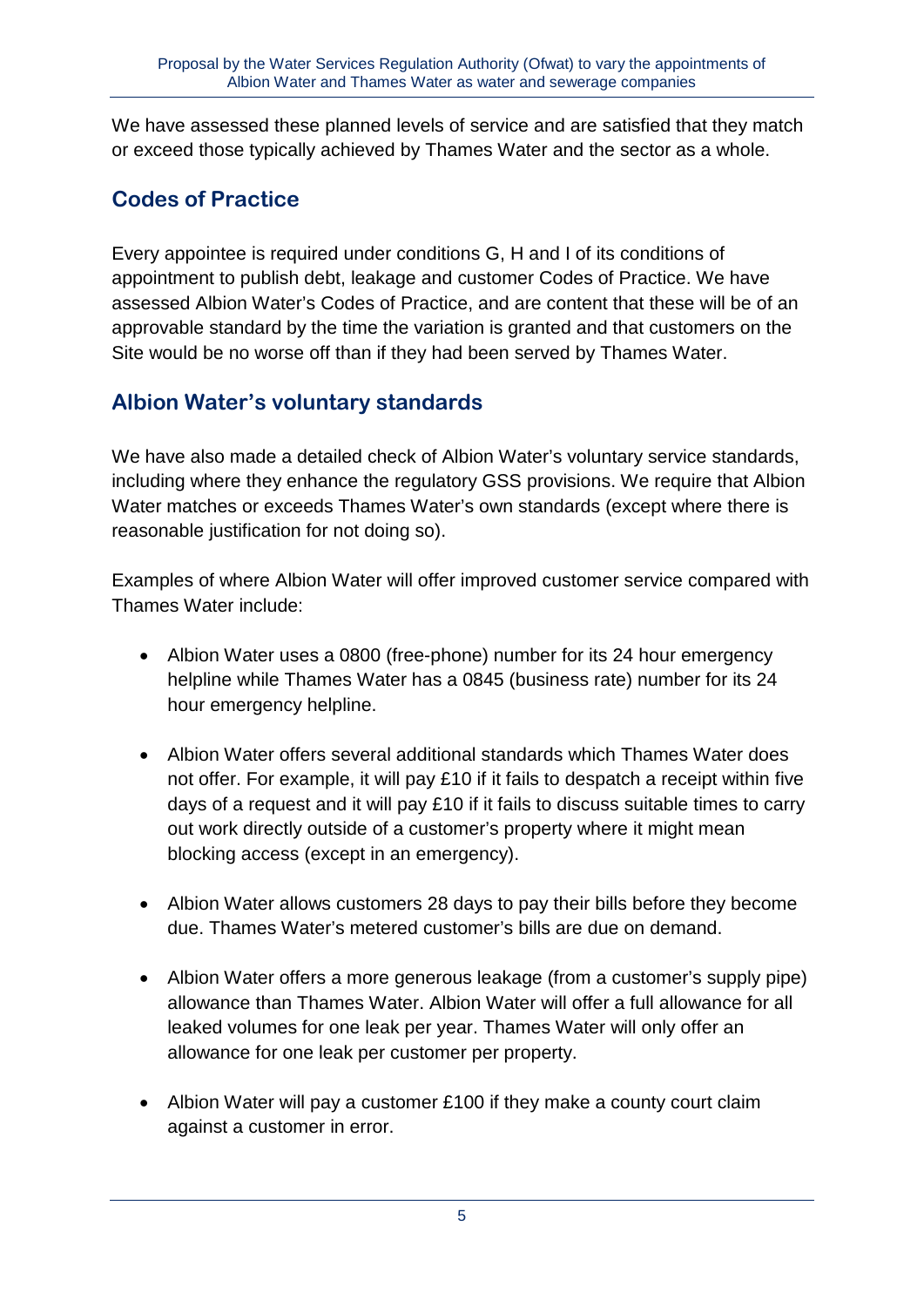We have assessed these planned levels of service and are satisfied that they match or exceed those typically achieved by Thames Water and the sector as a whole.

## Codes of Practice

Every appointee is required under conditions G, H and I of its conditions of appointment to publish debt, leakage and customer Codes of Practice. We have assessed Albion Water's Codes of Practice, and are content that these will be of an approvable standard by the time the variation is granted and that customers on the Site would be no worse off than if they had been served by Thames Water.

## Albion Water's voluntary standards

We have also made a detailed check of Albion Water's voluntary service standards, including where they enhance the regulatory GSS provisions. We require that Albion Water matches or exceeds Thames Water's own standards (except where there is reasonable justification for not doing so).

Examples of where Albion Water will offer improved customer service compared with Thames Water include:

- Albion Water uses a 0800 (free-phone) number for its 24 hour emergency helpline while Thames Water has a 0845 (business rate) number for its 24 hour emergency helpline.

- Albion Water offers several additional standards which Thames Water does not offer. For example, it will pay £10 if it fails to despatch a receipt within five days of a request and it will pay £10 if it fails to discuss suitable times to carry out work directly outside of a customer's property where it might mean blocking access (except in an emergency).

- Albion Water allows customers 28 days to pay their bills before they become due. Thames Water's metered customer's bills are due on demand.

- Albion Water offers a more generous leakage (from a customer's supply pipe) allowance than Thames Water. Albion Water will offer a full allowance for all leaked volumes for one leak per year. Thames Water will only offer an allowance for one leak per customer per property.

- Albion Water will pay a customer £100 if they make a county court claim against a customer in error.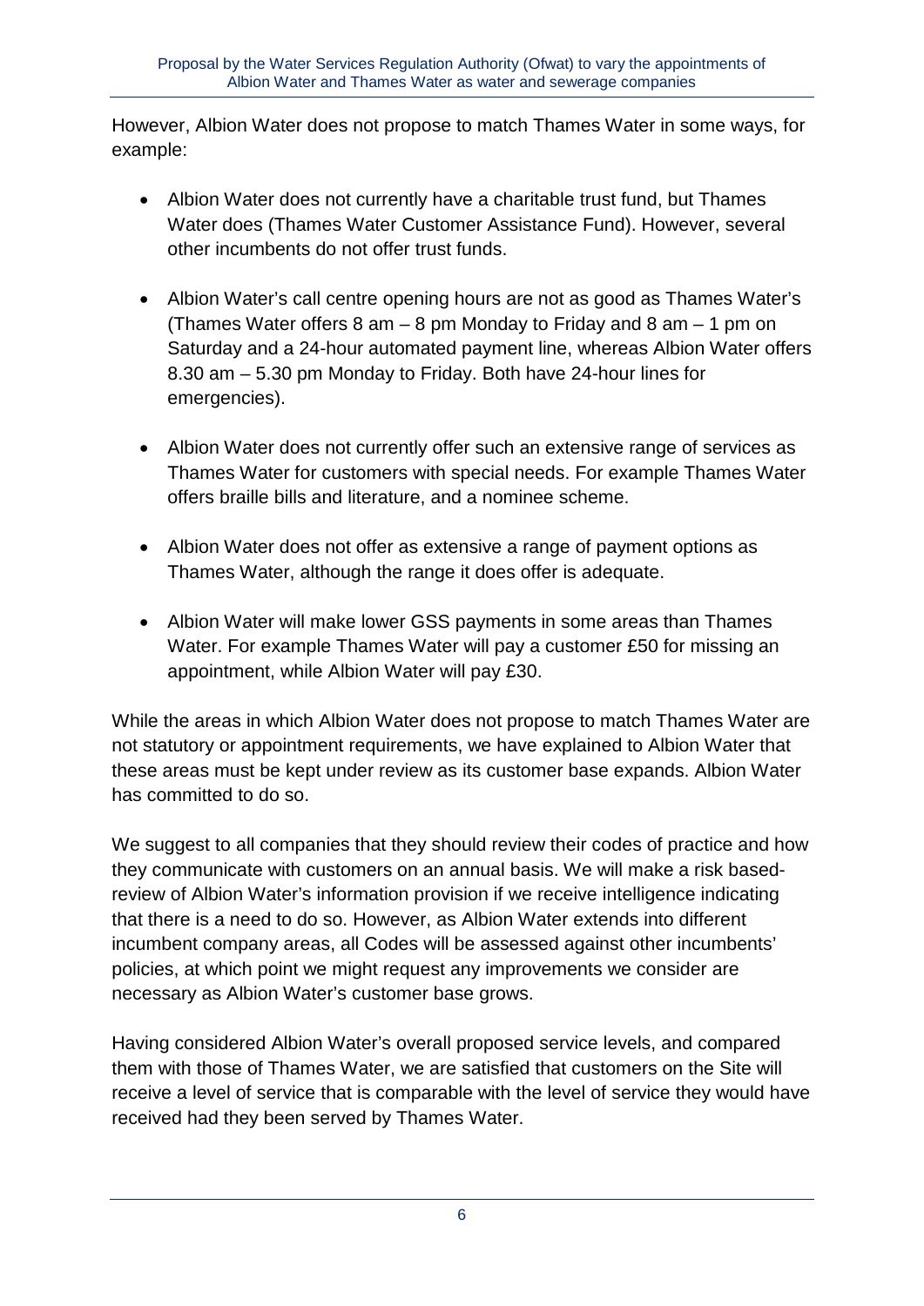However, Albion Water does not propose to match Thames Water in some ways, for example:

- Albion Water does not currently have a charitable trust fund, but Thames Water does (Thames Water Customer Assistance Fund). However, several other incumbents do not offer trust funds.
- Albion Water's call centre opening hours are not as good as Thames Water's (Thames Water offers 8 am – 8 pm Monday to Friday and 8 am – 1 pm on Saturday and a 24-hour automated payment line, whereas Albion Water offers 8.30 am – 5.30 pm Monday to Friday. Both have 24-hour lines for emergencies).
- Albion Water does not currently offer such an extensive range of services as Thames Water for customers with special needs. For example Thames Water offers braille bills and literature, and a nominee scheme.
- Albion Water does not offer as extensive a range of payment options as Thames Water, although the range it does offer is adequate.
- Albion Water will make lower GSS payments in some areas than Thames Water. For example Thames Water will pay a customer £50 for missing an appointment, while Albion Water will pay £30.

While the areas in which Albion Water does not propose to match Thames Water are not statutory or appointment requirements, we have explained to Albion Water that these areas must be kept under review as its customer base expands. Albion Water has committed to do so.

We suggest to all companies that they should review their codes of practice and how they communicate with customers on an annual basis. We will make a risk based-review of Albion Water's information provision if we receive intelligence indicating that there is a need to do so. However, as Albion Water extends into different incumbent company areas, all Codes will be assessed against other incumbents' policies, at which point we might request any improvements we consider are necessary as Albion Water's customer base grows.

Having considered Albion Water's overall proposed service levels, and compared them with those of Thames Water, we are satisfied that customers on the Site will receive a level of service that is comparable with the level of service they would have received had they been served by Thames Water.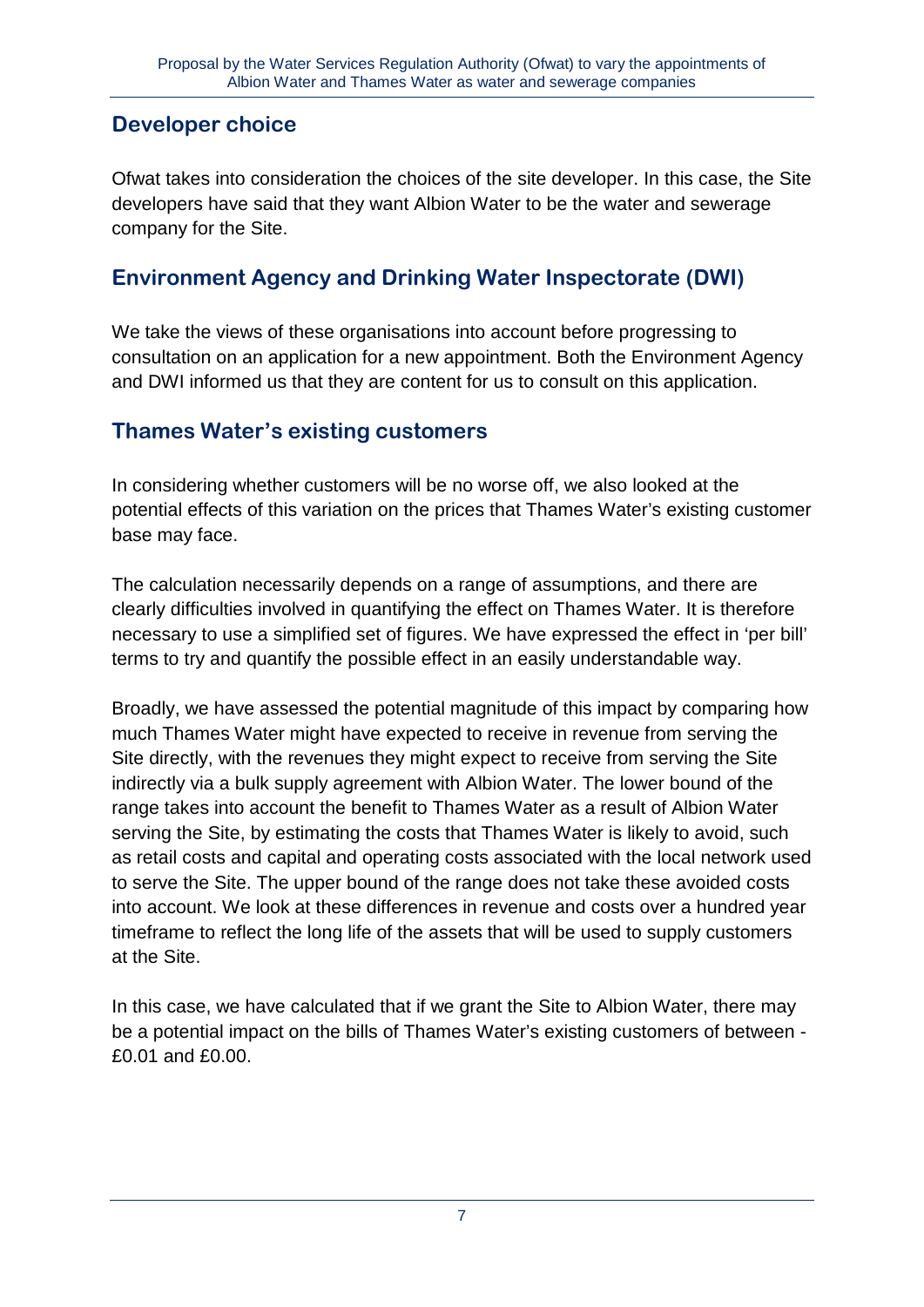## Developer choice

Ofwat takes into consideration the choices of the site developer. In this case, the Site developers have said that they want Albion Water to be the water and sewerage company for the Site.

## Environment Agency and Drinking Water Inspectorate (DWI)

We take the views of these organisations into account before progressing to consultation on an application for a new appointment. Both the Environment Agency and DWI informed us that they are content for us to consult on this application.

## Thames Water's existing customers

In considering whether customers will be no worse off, we also looked at the potential effects of this variation on the prices that Thames Water's existing customer base may face.

The calculation necessarily depends on a range of assumptions, and there are clearly difficulties involved in quantifying the effect on Thames Water. It is therefore necessary to use a simplified set of figures. We have expressed the effect in 'per bill' terms to try and quantify the possible effect in an easily understandable way.

Broadly, we have assessed the potential magnitude of this impact by comparing how much Thames Water might have expected to receive in revenue from serving the Site directly, with the revenues they might expect to receive from serving the Site indirectly via a bulk supply agreement with Albion Water. The lower bound of the range takes into account the benefit to Thames Water as a result of Albion Water serving the Site, by estimating the costs that Thames Water is likely to avoid, such as retail costs and capital and operating costs associated with the local network used to serve the Site. The upper bound of the range does not take these avoided costs into account. We look at these differences in revenue and costs over a hundred year timeframe to reflect the long life of the assets that will be used to supply customers at the Site.

In this case, we have calculated that if we grant the Site to Albion Water, there may be a potential impact on the bills of Thames Water's existing customers of between -£0.01 and £0.00.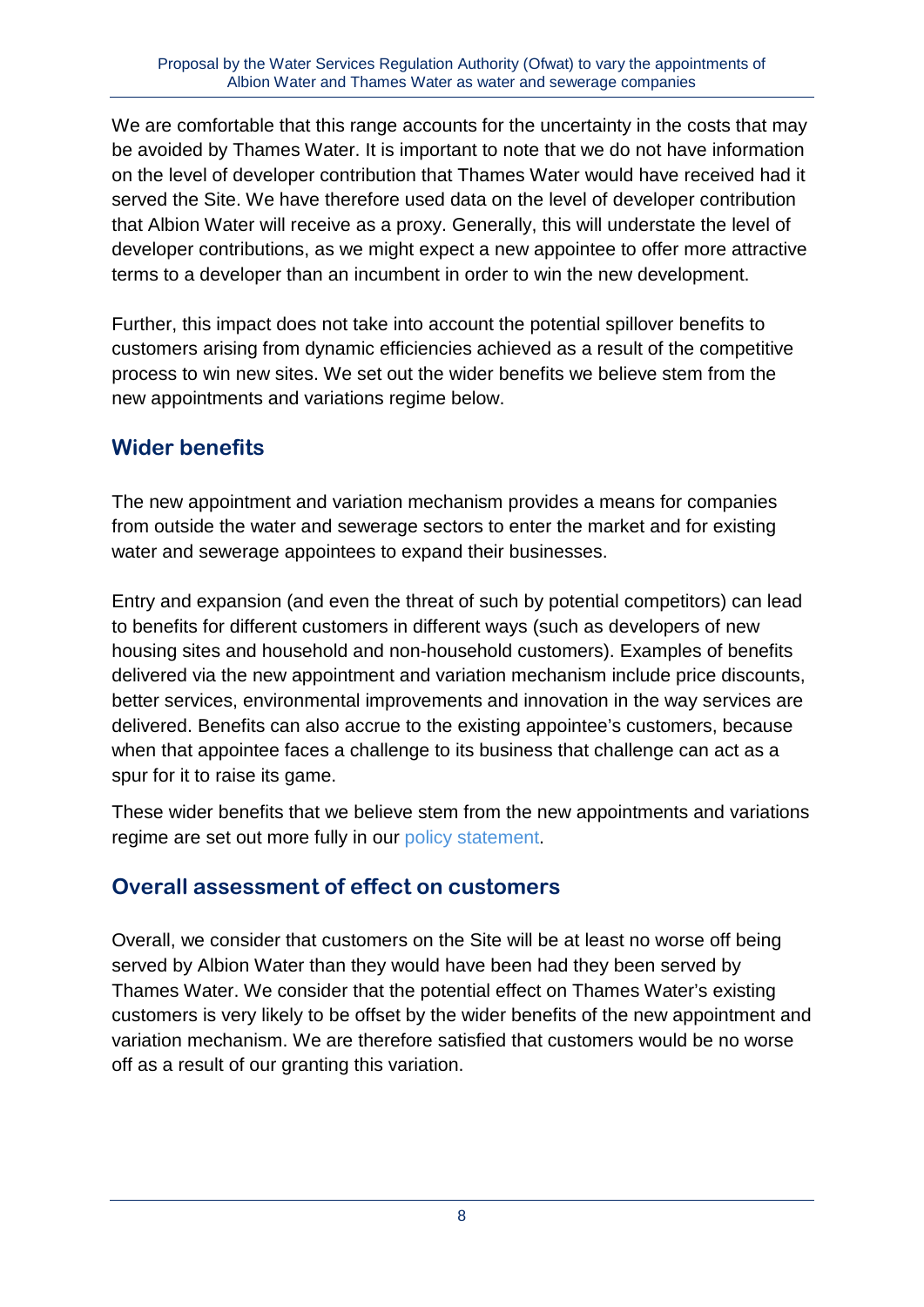We are comfortable that this range accounts for the uncertainty in the costs that may be avoided by Thames Water. It is important to note that we do not have information on the level of developer contribution that Thames Water would have received had it served the Site. We have therefore used data on the level of developer contribution that Albion Water will receive as a proxy. Generally, this will understate the level of developer contributions, as we might expect a new appointee to offer more attractive terms to a developer than an incumbent in order to win the new development.

Further, this impact does not take into account the potential spillover benefits to customers arising from dynamic efficiencies achieved as a result of the competitive process to win new sites. We set out the wider benefits we believe stem from the new appointments and variations regime below.

## Wider benefits

The new appointment and variation mechanism provides a means for companies from outside the water and sewerage sectors to enter the market and for existing water and sewerage appointees to expand their businesses.

Entry and expansion (and even the threat of such by potential competitors) can lead to benefits for different customers in different ways (such as developers of new housing sites and household and non-household customers). Examples of benefits delivered via the new appointment and variation mechanism include price discounts, better services, environmental improvements and innovation in the way services are delivered. Benefits can also accrue to the existing appointee's customers, because when that appointee faces a challenge to its business that challenge can act as a spur for it to raise its game.

These wider benefits that we believe stem from the new appointments and variations regime are set out more fully in our policy statement.

## Overall assessment of effect on customers

Overall, we consider that customers on the Site will be at least no worse off being served by Albion Water than they would have been had they been served by Thames Water. We consider that the potential effect on Thames Water's existing customers is very likely to be offset by the wider benefits of the new appointment and variation mechanism. We are therefore satisfied that customers would be no worse off as a result of our granting this variation.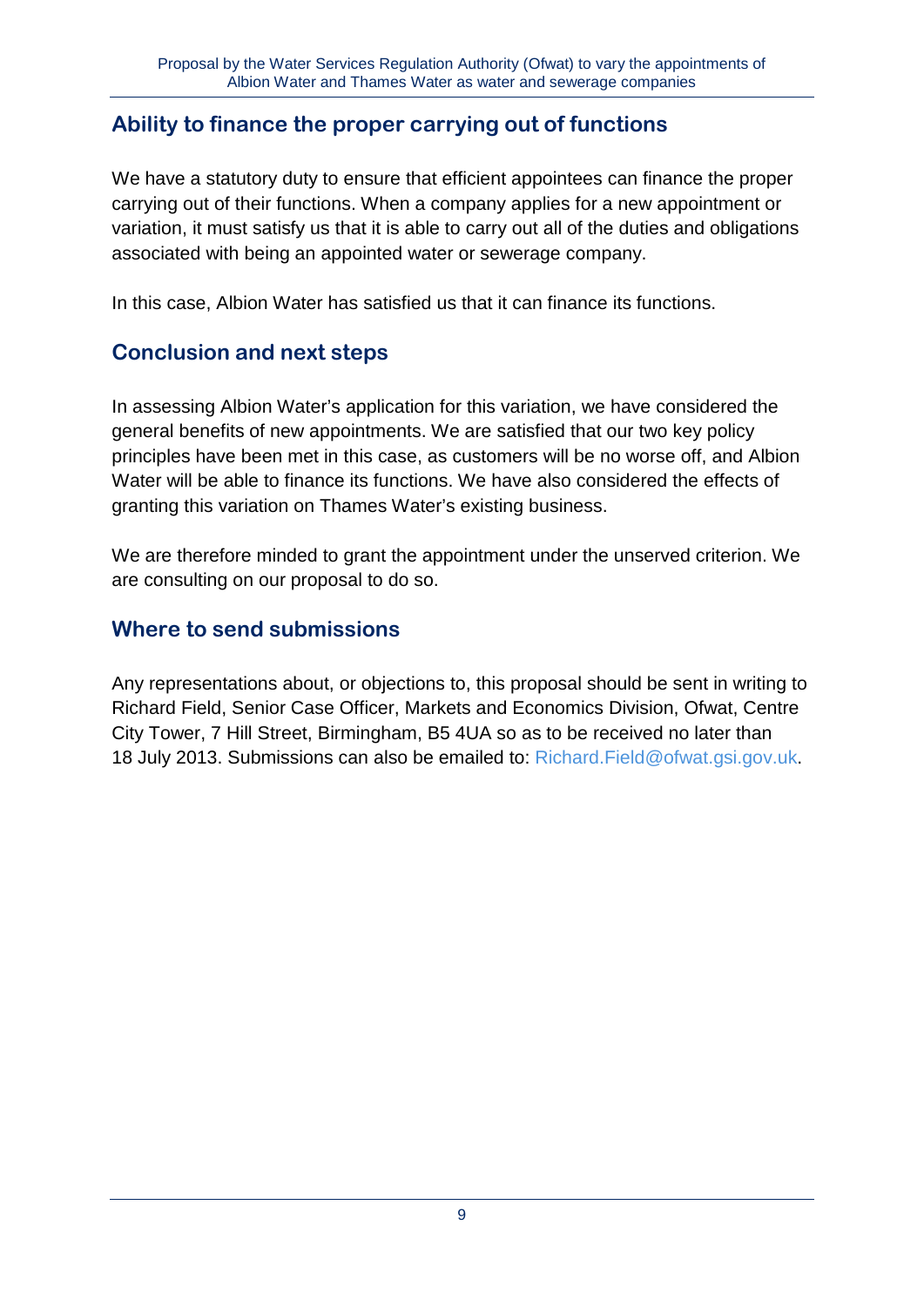## Ability to finance the proper carrying out of functions

We have a statutory duty to ensure that efficient appointees can finance the proper carrying out of their functions. When a company applies for a new appointment or variation, it must satisfy us that it is able to carry out all of the duties and obligations associated with being an appointed water or sewerage company.

In this case, Albion Water has satisfied us that it can finance its functions.

## Conclusion and next steps

In assessing Albion Water's application for this variation, we have considered the general benefits of new appointments. We are satisfied that our two key policy principles have been met in this case, as customers will be no worse off, and Albion Water will be able to finance its functions. We have also considered the effects of granting this variation on Thames Water's existing business.

We are therefore minded to grant the appointment under the unserved criterion. We are consulting on our proposal to do so.

## Where to send submissions

Any representations about, or objections to, this proposal should be sent in writing to Richard Field, Senior Case Officer, Markets and Economics Division, Ofwat, Centre City Tower, 7 Hill Street, Birmingham, B5 4UA so as to be received no later than 18 July 2013. Submissions can also be emailed to: Richard.Field@ofwat.gsi.gov.uk.